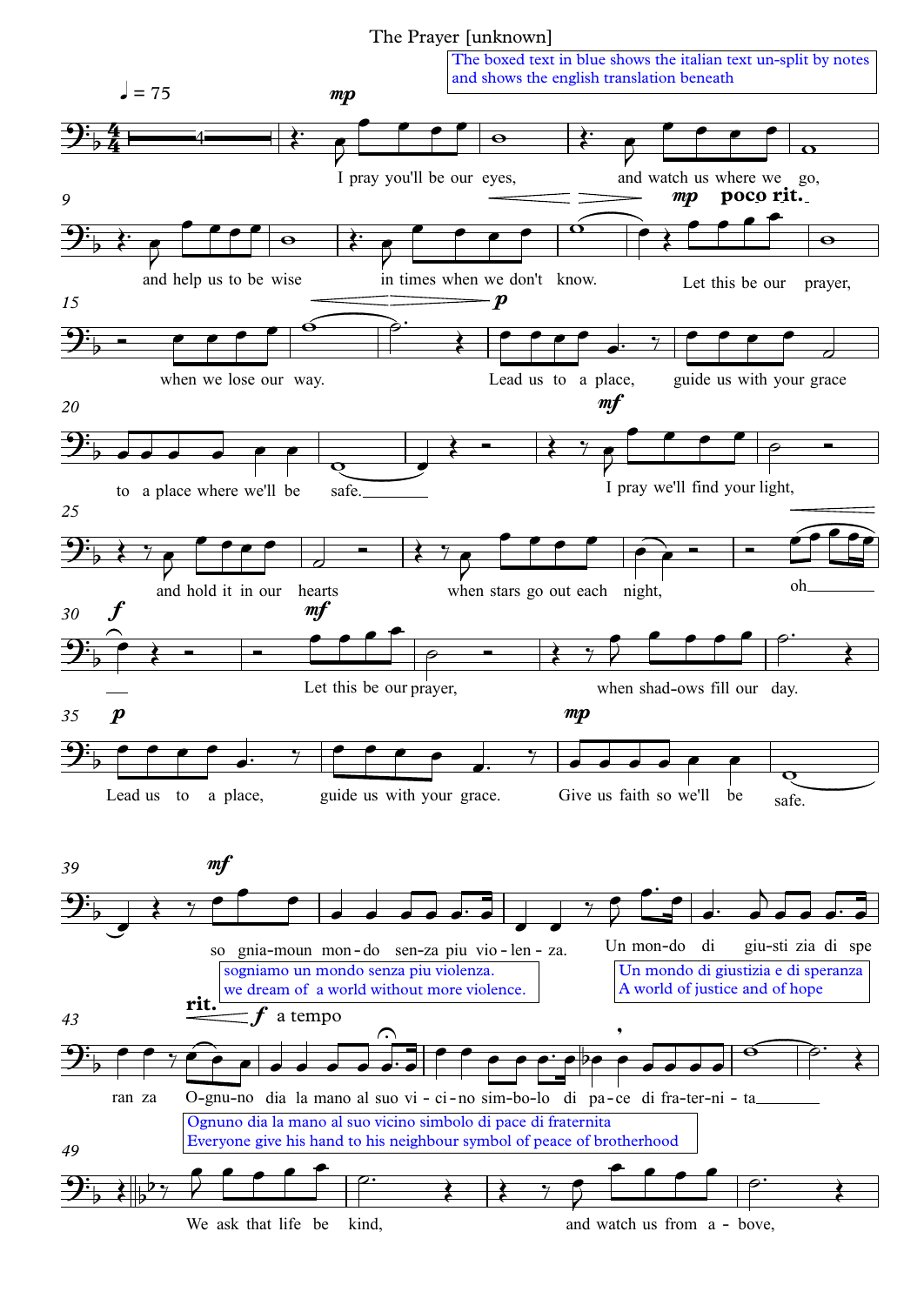# The Prayer [unknown]

The boxed text in blue shows the italian text un-split by notes and shows the english translation beneath

♩ = 75

*mp*

I pray you'll be our eyes, and watch us where we go,

and help us to be wise in times when we don't know.

*mp* **poco rit.**

Let this be our prayer, when we lose our way.

*p*

Lead us to a place, guide us with your grace to a place where we'll be safe.

*mf*

I pray we'll find your light, and hold it in our hearts when stars go out each night, oh

*f* *mf*

Let this be our prayer, when shad-ows fill our day.

*p*

Lead us to a place, guide us with your grace.

*mp*

Give us faith so we'll be safe.

*mf*

so gnia-moun mon-do sen-za piu vio-len-za. Un mon-do di giu-sti zia di spe ran za

sogniamo un mondo senza piu violenza.
we dream of a world without more violence.

Un mondo di giustizia e di speranza
A world of justice and of hope

**rit.** *f* a tempo

O-gnu-no dia la mano al suo vi-ci-no sim-bo-lo di pa-ce di fra-ter-ni-ta

Ognuno dia la mano al suo vicino simbolo di pace di fraternita
Everyone give his hand to his neighbour symbol of peace of brotherhood

We ask that life be kind, and watch us from a-bove,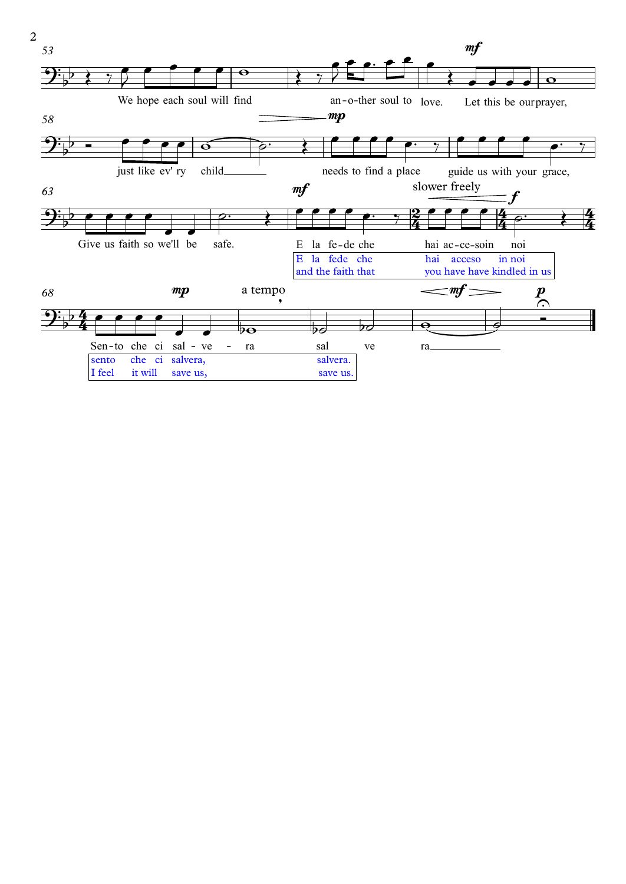53

*mf*

We hope each soul will find an-o-ther soul to love. Let this be our prayer,

58

*mp*

just like ev' ry child needs to find a place guide us with your grace,

63

*mf* slower freely *f*

Give us faith so we'll be safe. E la fe-de che hai ac-ce-soin noi

E la fede che hai acceso in noi
and the faith that you have have kindled in us

68

*mp* a tempo *mf* *p*

Sen-to che ci sal - ve - ra sal ve ra

sento che ci salvera, salvera.
I feel it will save us, save us.